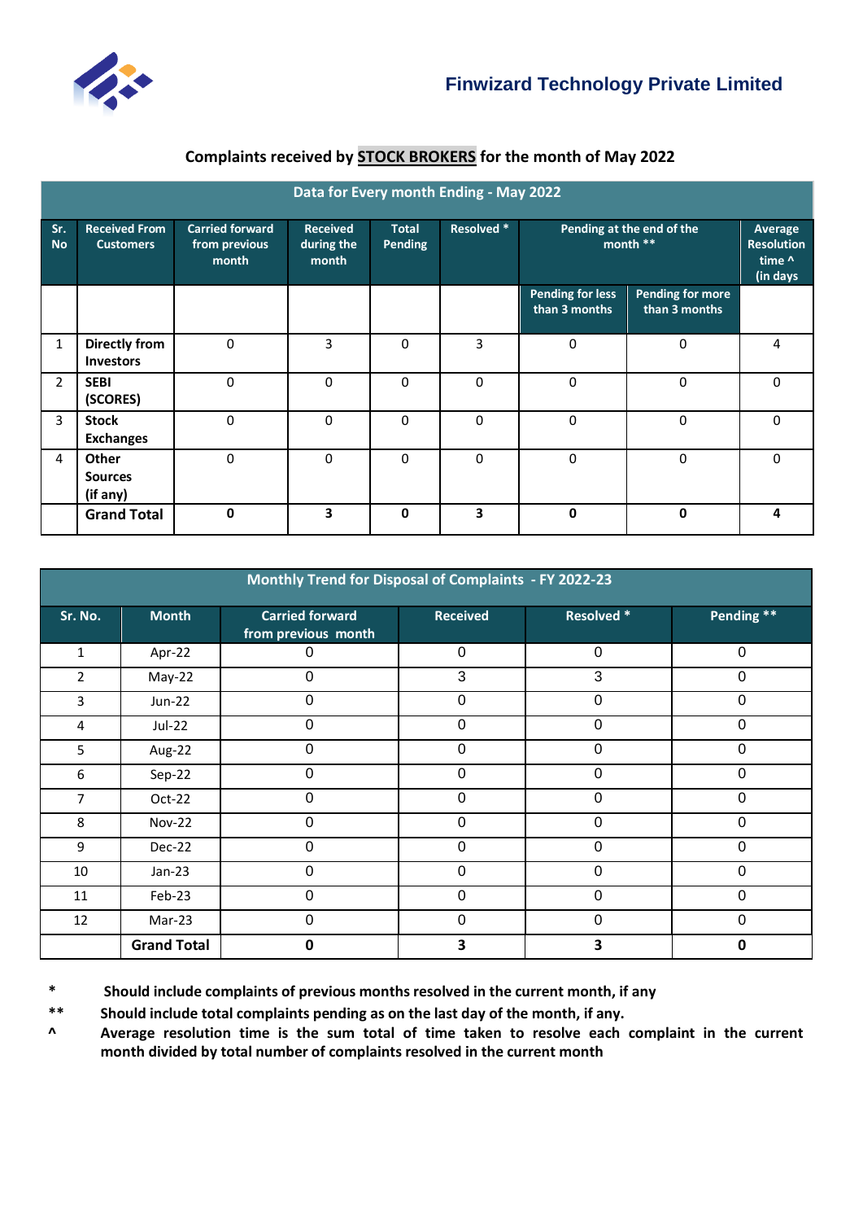Finwizard Technology Private Limited

## Complaints received by **STOCK BROKERS** for the month of May 2022

| Data for Every month Ending - May 2022 | | | | | | | | |
|---|---|---|---|---|---|---|---|---|
| Sr. No | Received From Customers | Carried forward from previous month | Received during the month | Total Pending | Resolved * | Pending at the end of the month ** | | Average Resolution time ^ (in days |
| | | | | | | Pending for less than 3 months | Pending for more than 3 months | |
| 1 | **Directly from Investors** | 0 | 3 | 0 | 3 | 0 | 0 | 4 |
| 2 | **SEBI (SCORES)** | 0 | 0 | 0 | 0 | 0 | 0 | 0 |
| 3 | **Stock Exchanges** | 0 | 0 | 0 | 0 | 0 | 0 | 0 |
| 4 | **Other Sources (if any)** | 0 | 0 | 0 | 0 | 0 | 0 | 0 |
| | **Grand Total** | **0** | **3** | **0** | **3** | **0** | **0** | **4** |

| Monthly Trend for Disposal of Complaints - FY 2022-23 | | | | | |
|---|---|---|---|---|---|
| Sr. No. | Month | Carried forward from previous month | Received | Resolved * | Pending ** |
| 1 | Apr-22 | 0 | 0 | 0 | 0 |
| 2 | May-22 | 0 | 3 | 3 | 0 |
| 3 | Jun-22 | 0 | 0 | 0 | 0 |
| 4 | Jul-22 | 0 | 0 | 0 | 0 |
| 5 | Aug-22 | 0 | 0 | 0 | 0 |
| 6 | Sep-22 | 0 | 0 | 0 | 0 |
| 7 | Oct-22 | 0 | 0 | 0 | 0 |
| 8 | Nov-22 | 0 | 0 | 0 | 0 |
| 9 | Dec-22 | 0 | 0 | 0 | 0 |
| 10 | Jan-23 | 0 | 0 | 0 | 0 |
| 11 | Feb-23 | 0 | 0 | 0 | 0 |
| 12 | Mar-23 | 0 | 0 | 0 | 0 |
| | **Grand Total** | **0** | **3** | **3** | **0** |

**\*** **Should include complaints of previous months resolved in the current month, if any**

**\*\*** **Should include total complaints pending as on the last day of the month, if any.**

**^** **Average resolution time is the sum total of time taken to resolve each complaint in the current month divided by total number of complaints resolved in the current month**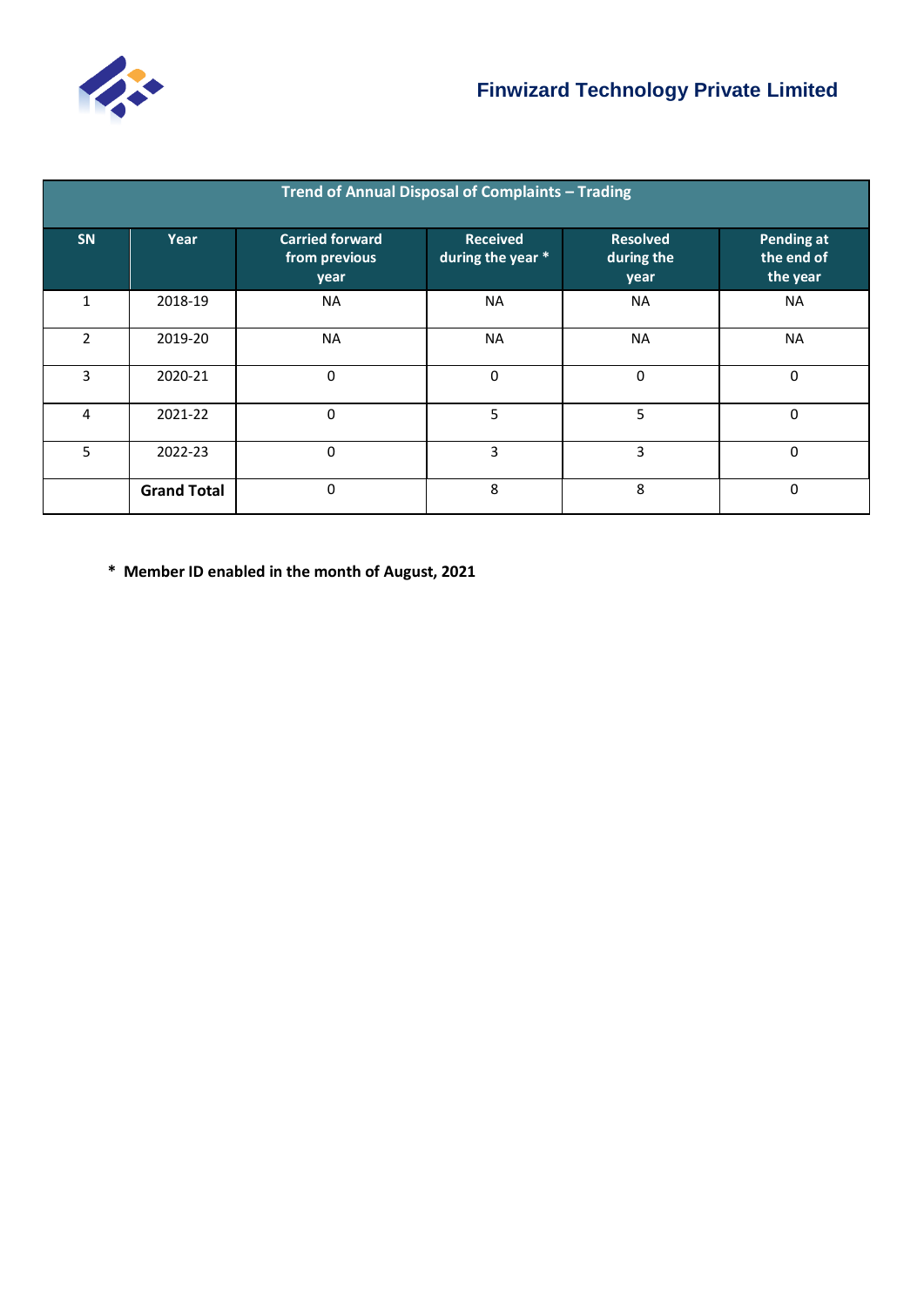Finwizard Technology Private Limited

| Trend of Annual Disposal of Complaints – Trading | | | | | |
|---|---|---|---|---|---|
| SN | Year | Carried forward from previous year | Received during the year * | Resolved during the year | Pending at the end of the year |
| 1 | 2018-19 | NA | NA | NA | NA |
| 2 | 2019-20 | NA | NA | NA | NA |
| 3 | 2020-21 | 0 | 0 | 0 | 0 |
| 4 | 2021-22 | 0 | 5 | 5 | 0 |
| 5 | 2022-23 | 0 | 3 | 3 | 0 |
| | **Grand Total** | 0 | 8 | 8 | 0 |

**\* Member ID enabled in the month of August, 2021**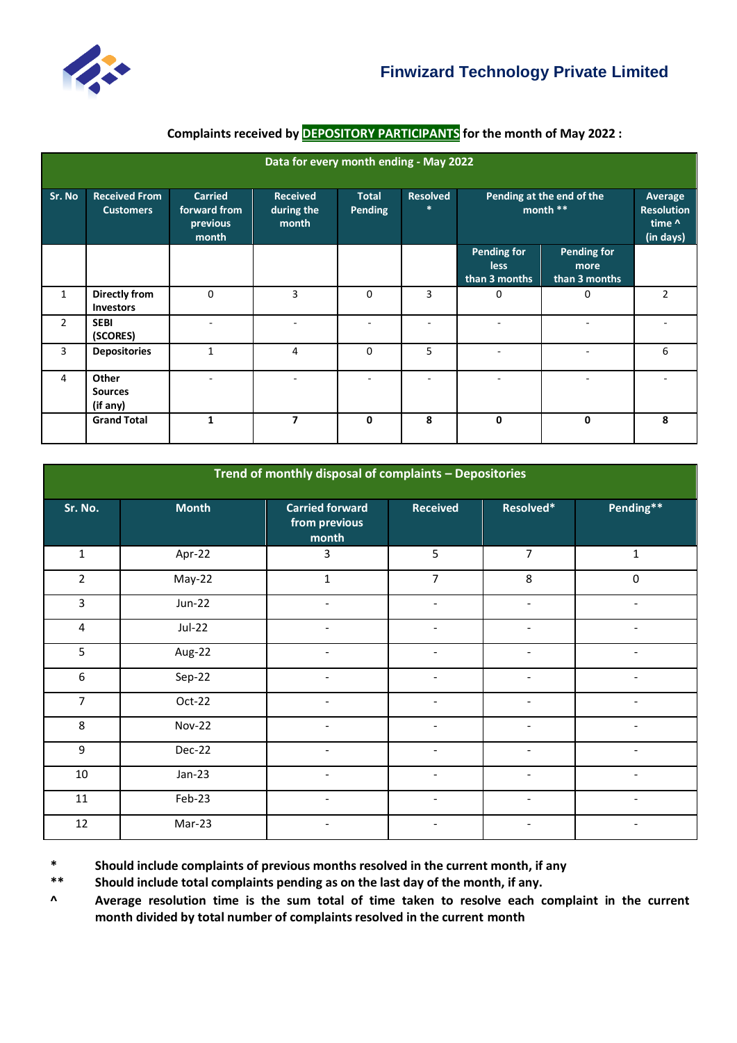## Finwizard Technology Private Limited

**Complaints received by DEPOSITORY PARTICIPANTS for the month of May 2022 :**

| Data for every month ending - May 2022 | | | | | | | | |
|---|---|---|---|---|---|---|---|---|
| **Sr. No** | **Received From Customers** | **Carried forward from previous month** | **Received during the month** | **Total Pending** | **Resolved *** | **Pending at the end of the month **** | | **Average Resolution time ^ (in days)** |
| | | | | | | **Pending for less than 3 months** | **Pending for more than 3 months** | |
| 1 | Directly from Investors | 0 | 3 | 0 | 3 | 0 | 0 | 2 |
| 2 | SEBI (SCORES) | - | - | - | - | - | - | - |
| 3 | Depositories | 1 | 4 | 0 | 5 | - | - | 6 |
| 4 | Other Sources (if any) | - | - | - | - | - | - | - |
| | **Grand Total** | **1** | **7** | **0** | **8** | **0** | **0** | **8** |

| Trend of monthly disposal of complaints – Depositories | | | | | |
|---|---|---|---|---|---|
| **Sr. No.** | **Month** | **Carried forward from previous month** | **Received** | **Resolved*** | **Pending**** |
| 1 | Apr-22 | 3 | 5 | 7 | 1 |
| 2 | May-22 | 1 | 7 | 8 | 0 |
| 3 | Jun-22 | - | - | - | - |
| 4 | Jul-22 | - | - | - | - |
| 5 | Aug-22 | - | - | - | - |
| 6 | Sep-22 | - | - | - | - |
| 7 | Oct-22 | - | - | - | - |
| 8 | Nov-22 | - | - | - | - |
| 9 | Dec-22 | - | - | - | - |
| 10 | Jan-23 | - | - | - | - |
| 11 | Feb-23 | - | - | - | - |
| 12 | Mar-23 | - | - | - | - |

\* **Should include complaints of previous months resolved in the current month, if any**

\** **Should include total complaints pending as on the last day of the month, if any.**

^ **Average resolution time is the sum total of time taken to resolve each complaint in the current month divided by total number of complaints resolved in the current month**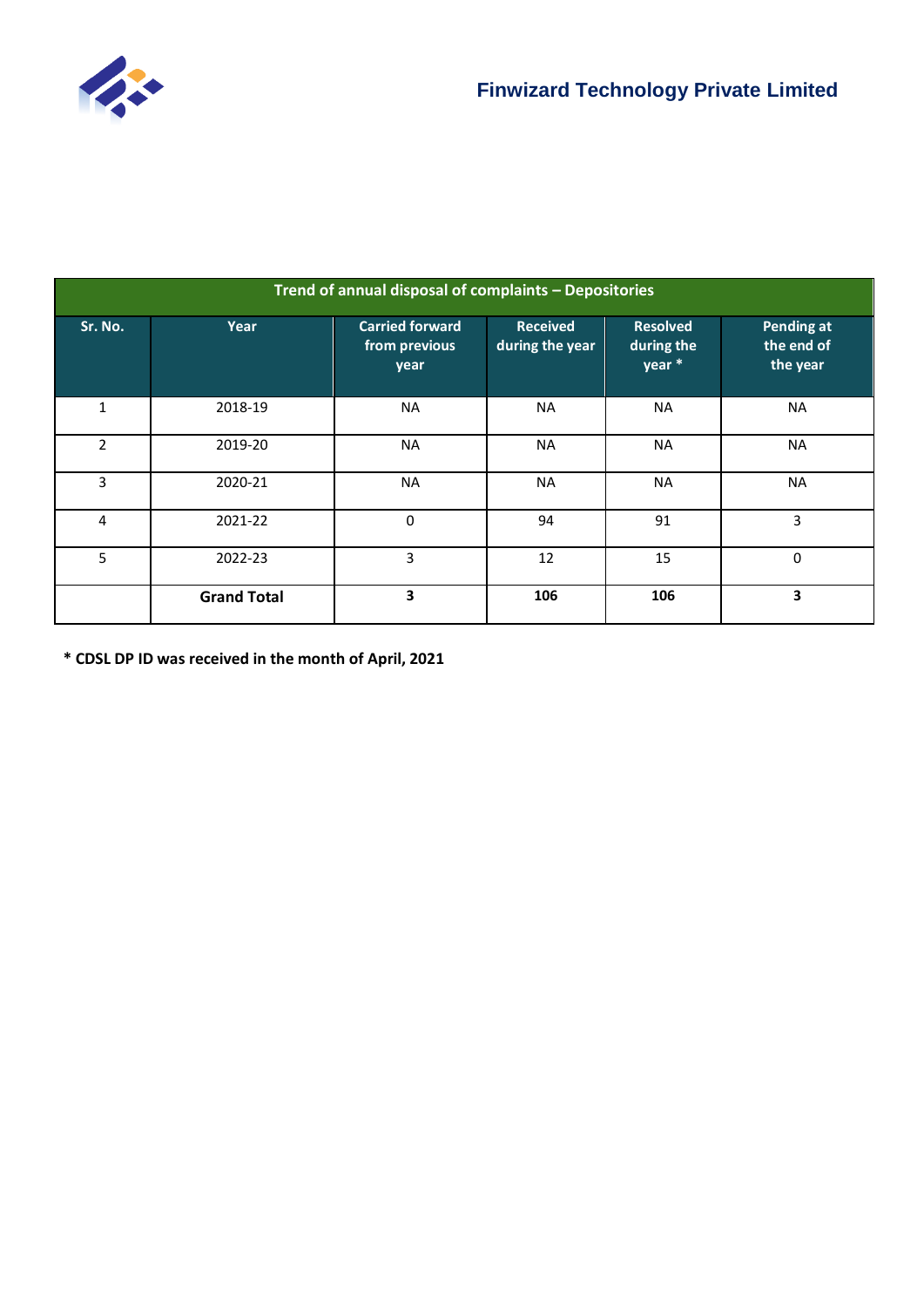Finwizard Technology Private Limited

| Trend of annual disposal of complaints – Depositories | | | | | |
|---|---|---|---|---|---|
| **Sr. No.** | **Year** | **Carried forward from previous year** | **Received during the year** | **Resolved during the year *** | **Pending at the end of the year** |
| 1 | 2018-19 | NA | NA | NA | NA |
| 2 | 2019-20 | NA | NA | NA | NA |
| 3 | 2020-21 | NA | NA | NA | NA |
| 4 | 2021-22 | 0 | 94 | 91 | 3 |
| 5 | 2022-23 | 3 | 12 | 15 | 0 |
| | **Grand Total** | **3** | **106** | **106** | **3** |

**\* CDSL DP ID was received in the month of April, 2021**